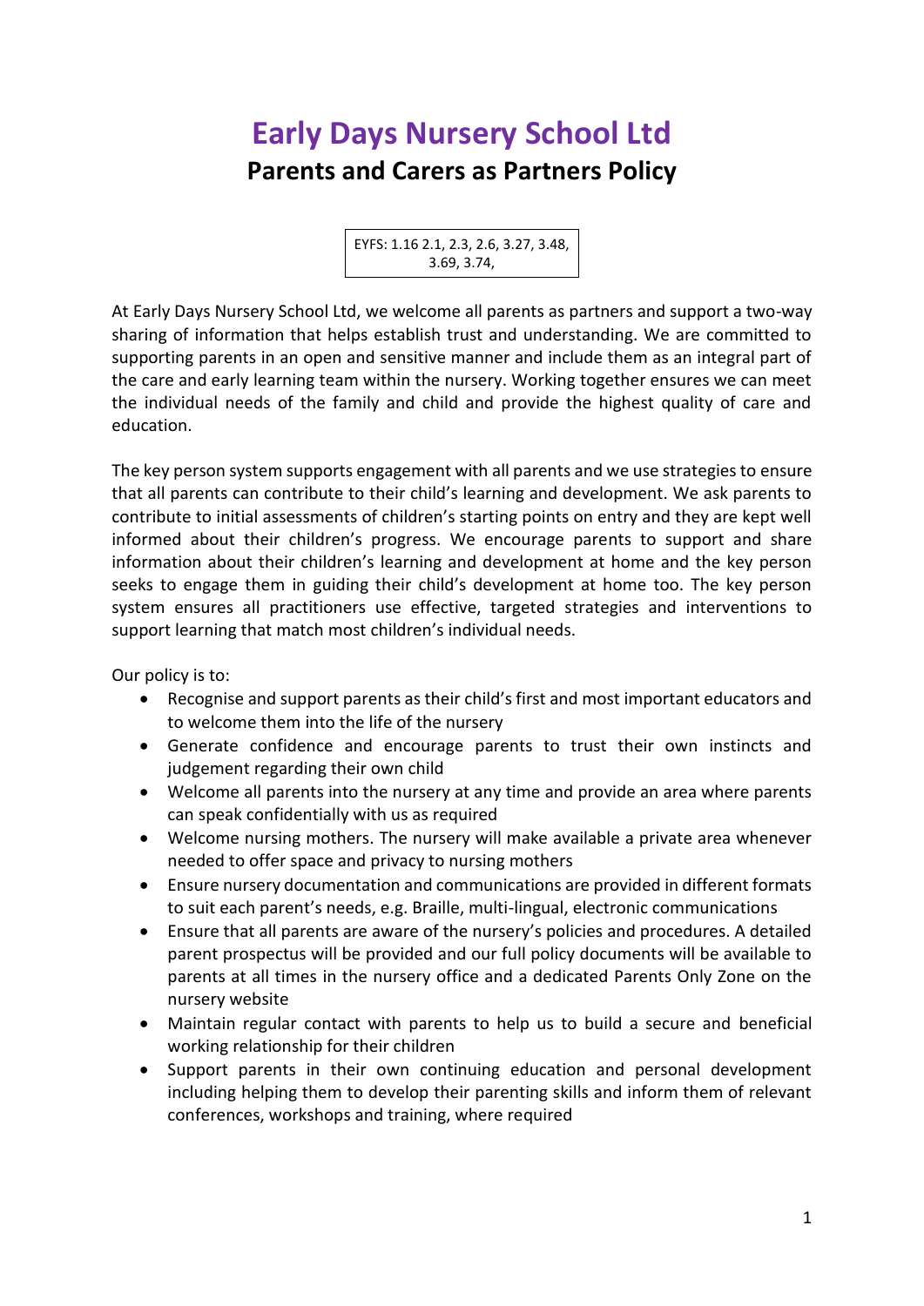# Early Days Nursery School Ltd

## Parents and Carers as Partners Policy

EYFS: 1.16 2.1, 2.3, 2.6, 3.27, 3.48, 3.69, 3.74,

At Early Days Nursery School Ltd, we welcome all parents as partners and support a two-way sharing of information that helps establish trust and understanding. We are committed to supporting parents in an open and sensitive manner and include them as an integral part of the care and early learning team within the nursery. Working together ensures we can meet the individual needs of the family and child and provide the highest quality of care and education.

The key person system supports engagement with all parents and we use strategies to ensure that all parents can contribute to their child's learning and development. We ask parents to contribute to initial assessments of children's starting points on entry and they are kept well informed about their children's progress. We encourage parents to support and share information about their children's learning and development at home and the key person seeks to engage them in guiding their child's development at home too. The key person system ensures all practitioners use effective, targeted strategies and interventions to support learning that match most children's individual needs.

Our policy is to:

- Recognise and support parents as their child's first and most important educators and to welcome them into the life of the nursery
- Generate confidence and encourage parents to trust their own instincts and judgement regarding their own child
- Welcome all parents into the nursery at any time and provide an area where parents can speak confidentially with us as required
- Welcome nursing mothers. The nursery will make available a private area whenever needed to offer space and privacy to nursing mothers
- Ensure nursery documentation and communications are provided in different formats to suit each parent's needs, e.g. Braille, multi-lingual, electronic communications
- Ensure that all parents are aware of the nursery's policies and procedures. A detailed parent prospectus will be provided and our full policy documents will be available to parents at all times in the nursery office and a dedicated Parents Only Zone on the nursery website
- Maintain regular contact with parents to help us to build a secure and beneficial working relationship for their children
- Support parents in their own continuing education and personal development including helping them to develop their parenting skills and inform them of relevant conferences, workshops and training, where required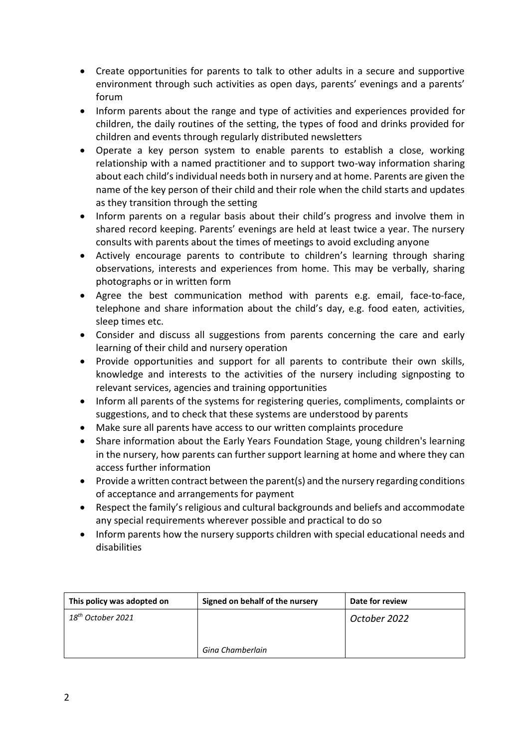- Create opportunities for parents to talk to other adults in a secure and supportive environment through such activities as open days, parents' evenings and a parents' forum
- Inform parents about the range and type of activities and experiences provided for children, the daily routines of the setting, the types of food and drinks provided for children and events through regularly distributed newsletters
- Operate a key person system to enable parents to establish a close, working relationship with a named practitioner and to support two-way information sharing about each child's individual needs both in nursery and at home. Parents are given the name of the key person of their child and their role when the child starts and updates as they transition through the setting
- Inform parents on a regular basis about their child's progress and involve them in shared record keeping. Parents' evenings are held at least twice a year. The nursery consults with parents about the times of meetings to avoid excluding anyone
- Actively encourage parents to contribute to children's learning through sharing observations, interests and experiences from home. This may be verbally, sharing photographs or in written form
- Agree the best communication method with parents e.g. email, face-to-face, telephone and share information about the child's day, e.g. food eaten, activities, sleep times etc.
- Consider and discuss all suggestions from parents concerning the care and early learning of their child and nursery operation
- Provide opportunities and support for all parents to contribute their own skills, knowledge and interests to the activities of the nursery including signposting to relevant services, agencies and training opportunities
- Inform all parents of the systems for registering queries, compliments, complaints or suggestions, and to check that these systems are understood by parents
- Make sure all parents have access to our written complaints procedure
- Share information about the Early Years Foundation Stage, young children's learning in the nursery, how parents can further support learning at home and where they can access further information
- Provide a written contract between the parent(s) and the nursery regarding conditions of acceptance and arrangements for payment
- Respect the family's religious and cultural backgrounds and beliefs and accommodate any special requirements wherever possible and practical to do so
- Inform parents how the nursery supports children with special educational needs and disabilities

| This policy was adopted on | Signed on behalf of the nursery | Date for review |
|---|---|---|
| *18th October 2021* | *Gina Chamberlain* | *October 2022* |